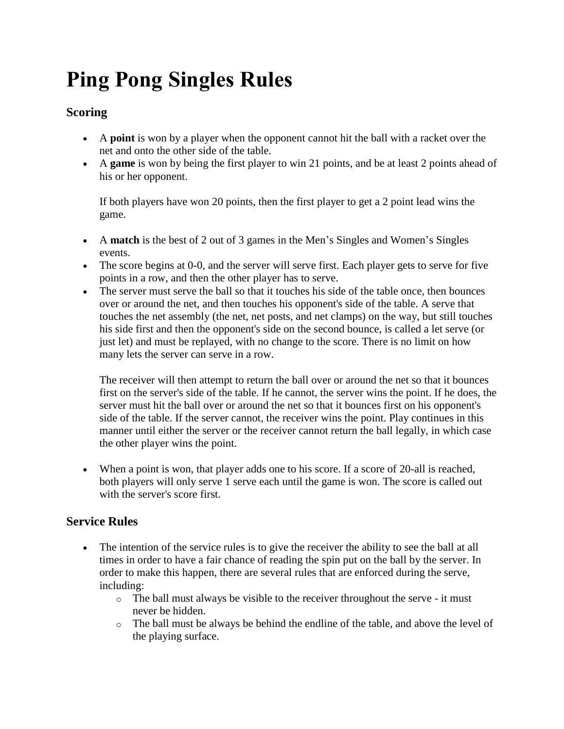# Ping Pong Singles Rules

## Scoring

- A **point** is won by a player when the opponent cannot hit the ball with a racket over the net and onto the other side of the table.
- A **game** is won by being the first player to win 21 points, and be at least 2 points ahead of his or her opponent.

  If both players have won 20 points, then the first player to get a 2 point lead wins the game.

- A **match** is the best of 2 out of 3 games in the Men's Singles and Women's Singles events.
- The score begins at 0-0, and the server will serve first. Each player gets to serve for five points in a row, and then the other player has to serve.
- The server must serve the ball so that it touches his side of the table once, then bounces over or around the net, and then touches his opponent's side of the table. A serve that touches the net assembly (the net, net posts, and net clamps) on the way, but still touches his side first and then the opponent's side on the second bounce, is called a let serve (or just let) and must be replayed, with no change to the score. There is no limit on how many lets the server can serve in a row.

  The receiver will then attempt to return the ball over or around the net so that it bounces first on the server's side of the table. If he cannot, the server wins the point. If he does, the server must hit the ball over or around the net so that it bounces first on his opponent's side of the table. If the server cannot, the receiver wins the point. Play continues in this manner until either the server or the receiver cannot return the ball legally, in which case the other player wins the point.

- When a point is won, that player adds one to his score. If a score of 20-all is reached, both players will only serve 1 serve each until the game is won. The score is called out with the server's score first.

## Service Rules

- The intention of the service rules is to give the receiver the ability to see the ball at all times in order to have a fair chance of reading the spin put on the ball by the server. In order to make this happen, there are several rules that are enforced during the serve, including:
  - The ball must always be visible to the receiver throughout the serve - it must never be hidden.
  - The ball must be always be behind the endline of the table, and above the level of the playing surface.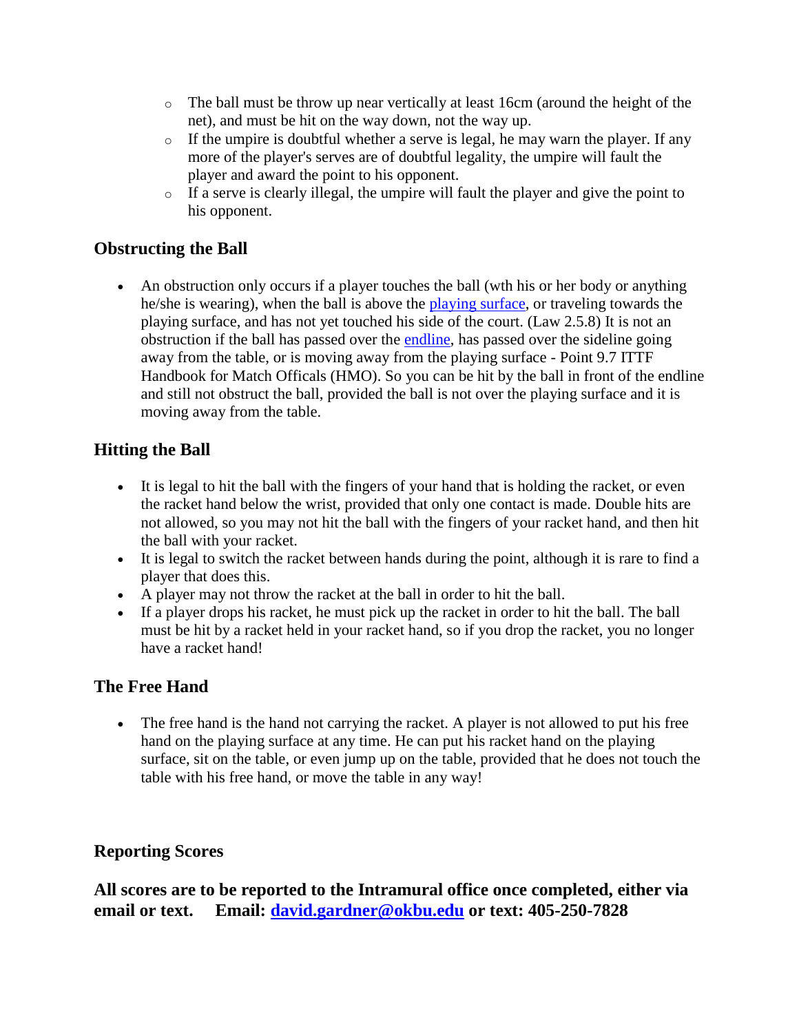- The ball must be throw up near vertically at least 16cm (around the height of the net), and must be hit on the way down, not the way up.
  - If the umpire is doubtful whether a serve is legal, he may warn the player. If any more of the player's serves are of doubtful legality, the umpire will fault the player and award the point to his opponent.
  - If a serve is clearly illegal, the umpire will fault the player and give the point to his opponent.

### Obstructing the Ball

- An obstruction only occurs if a player touches the ball (wth his or her body or anything he/she is wearing), when the ball is above the playing surface, or traveling towards the playing surface, and has not yet touched his side of the court. (Law 2.5.8) It is not an obstruction if the ball has passed over the endline, has passed over the sideline going away from the table, or is moving away from the playing surface - Point 9.7 ITTF Handbook for Match Offcals (HMO). So you can be hit by the ball in front of the endline and still not obstruct the ball, provided the ball is not over the playing surface and it is moving away from the table.

### Hitting the Ball

- It is legal to hit the ball with the fingers of your hand that is holding the racket, or even the racket hand below the wrist, provided that only one contact is made. Double hits are not allowed, so you may not hit the ball with the fingers of your racket hand, and then hit the ball with your racket.
- It is legal to switch the racket between hands during the point, although it is rare to find a player that does this.
- A player may not throw the racket at the ball in order to hit the ball.
- If a player drops his racket, he must pick up the racket in order to hit the ball. The ball must be hit by a racket held in your racket hand, so if you drop the racket, you no longer have a racket hand!

### The Free Hand

- The free hand is the hand not carrying the racket. A player is not allowed to put his free hand on the playing surface at any time. He can put his racket hand on the playing surface, sit on the table, or even jump up on the table, provided that he does not touch the table with his free hand, or move the table in any way!

### Reporting Scores

**All scores are to be reported to the Intramural office once completed, either via email or text. Email: david.gardner@okbu.edu or text: 405-250-7828**